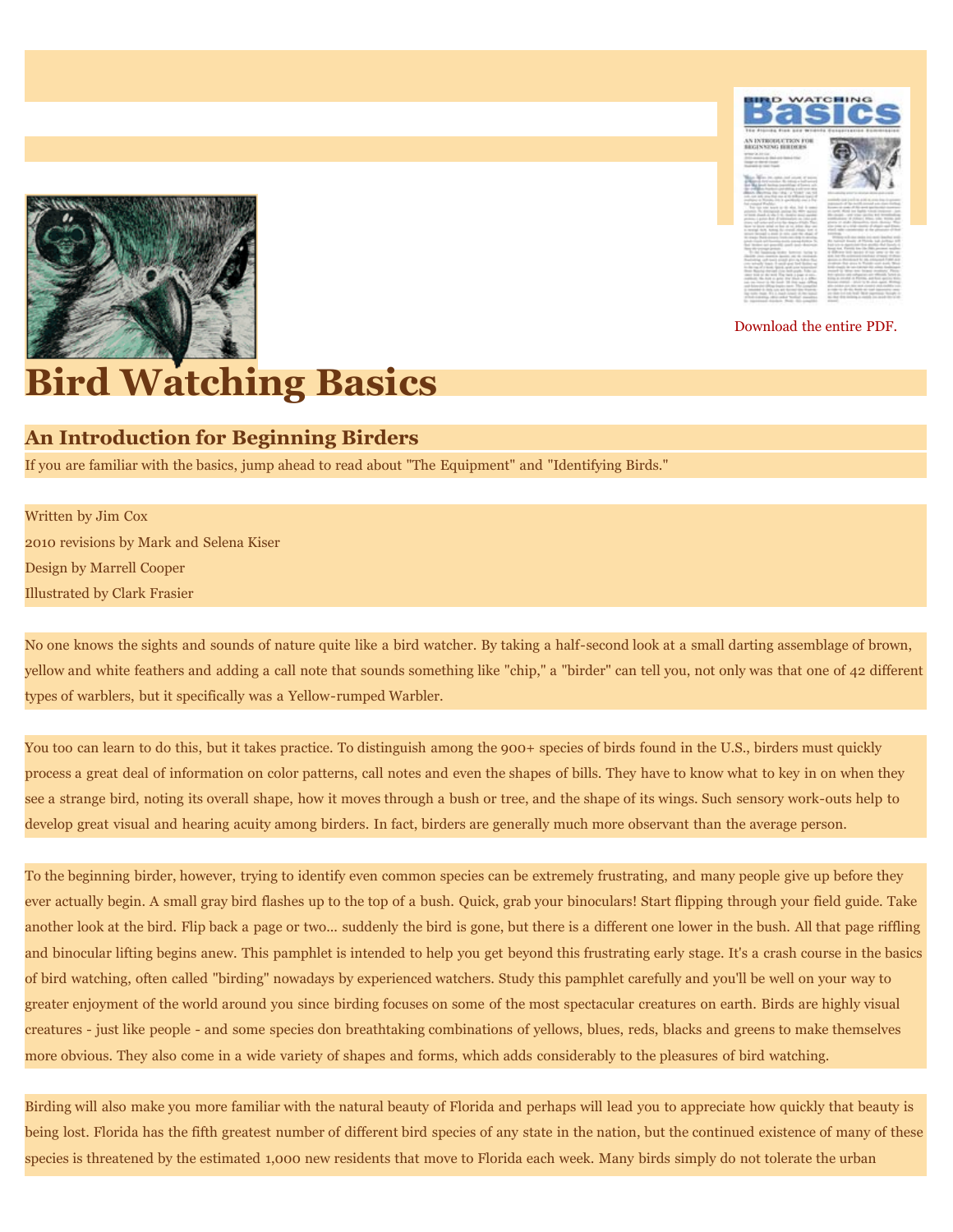Download the entire PDF.

# Bird Watching Basics

## An Introduction for Beginning Birders

If you are familiar with the basics, jump ahead to read about "The Equipment" and "Identifying Birds."

Written by Jim Cox
2010 revisions by Mark and Selena Kiser
Design by Marrell Cooper
Illustrated by Clark Frasier

No one knows the sights and sounds of nature quite like a bird watcher. By taking a half-second look at a small darting assemblage of brown, yellow and white feathers and adding a call note that sounds something like "chip," a "birder" can tell you, not only was that one of 42 different types of warblers, but it specifically was a Yellow-rumped Warbler.

You too can learn to do this, but it takes practice. To distinguish among the 900+ species of birds found in the U.S., birders must quickly process a great deal of information on color patterns, call notes and even the shapes of bills. They have to know what to key in on when they see a strange bird, noting its overall shape, how it moves through a bush or tree, and the shape of its wings. Such sensory work-outs help to develop great visual and hearing acuity among birders. In fact, birders are generally much more observant than the average person.

To the beginning birder, however, trying to identify even common species can be extremely frustrating, and many people give up before they ever actually begin. A small gray bird flashes up to the top of a bush. Quick, grab your binoculars! Start flipping through your field guide. Take another look at the bird. Flip back a page or two... suddenly the bird is gone, but there is a different one lower in the bush. All that page riffling and binocular lifting begins anew. This pamphlet is intended to help you get beyond this frustrating early stage. It's a crash course in the basics of bird watching, often called "birding" nowadays by experienced watchers. Study this pamphlet carefully and you'll be well on your way to greater enjoyment of the world around you since birding focuses on some of the most spectacular creatures on earth. Birds are highly visual creatures - just like people - and some species don breathtaking combinations of yellows, blues, reds, blacks and greens to make themselves more obvious. They also come in a wide variety of shapes and forms, which adds considerably to the pleasures of bird watching.

Birding will also make you more familiar with the natural beauty of Florida and perhaps will lead you to appreciate how quickly that beauty is being lost. Florida has the fifth greatest number of different bird species of any state in the nation, but the continued existence of many of these species is threatened by the estimated 1,000 new residents that move to Florida each week. Many birds simply do not tolerate the urban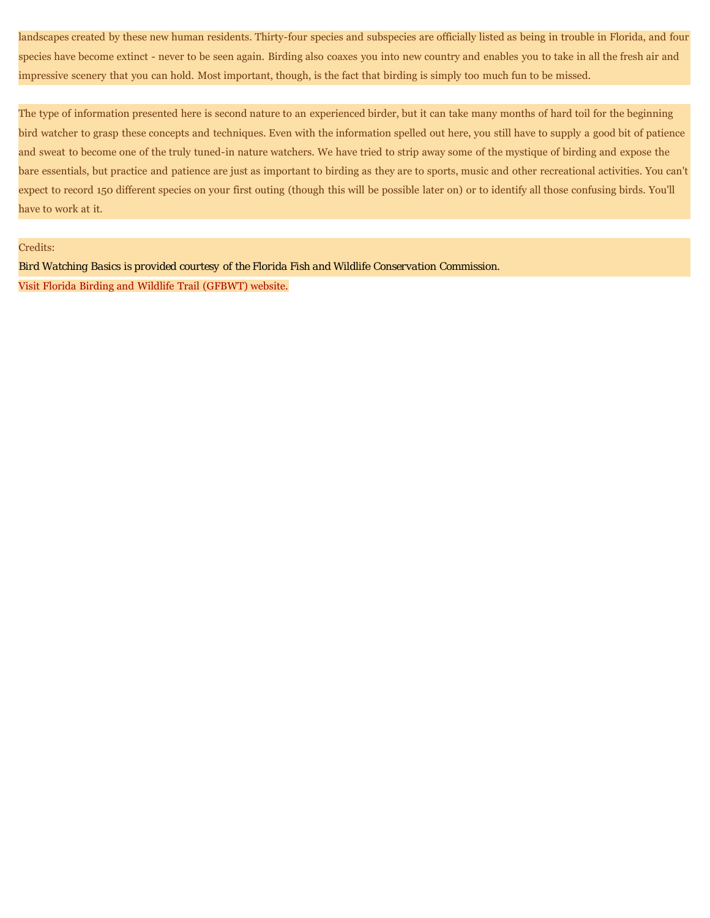landscapes created by these new human residents. Thirty-four species and subspecies are officially listed as being in trouble in Florida, and four species have become extinct - never to be seen again. Birding also coaxes you into new country and enables you to take in all the fresh air and impressive scenery that you can hold. Most important, though, is the fact that birding is simply too much fun to be missed.

The type of information presented here is second nature to an experienced birder, but it can take many months of hard toil for the beginning bird watcher to grasp these concepts and techniques. Even with the information spelled out here, you still have to supply a good bit of patience and sweat to become one of the truly tuned-in nature watchers. We have tried to strip away some of the mystique of birding and expose the bare essentials, but practice and patience are just as important to birding as they are to sports, music and other recreational activities. You can't expect to record 150 different species on your first outing (though this will be possible later on) or to identify all those confusing birds. You'll have to work at it.

Credits:

Bird Watching Basics is provided courtesy of the Florida Fish and Wildlife Conservation Commission.

Visit Florida Birding and Wildlife Trail (GFBWT) website.